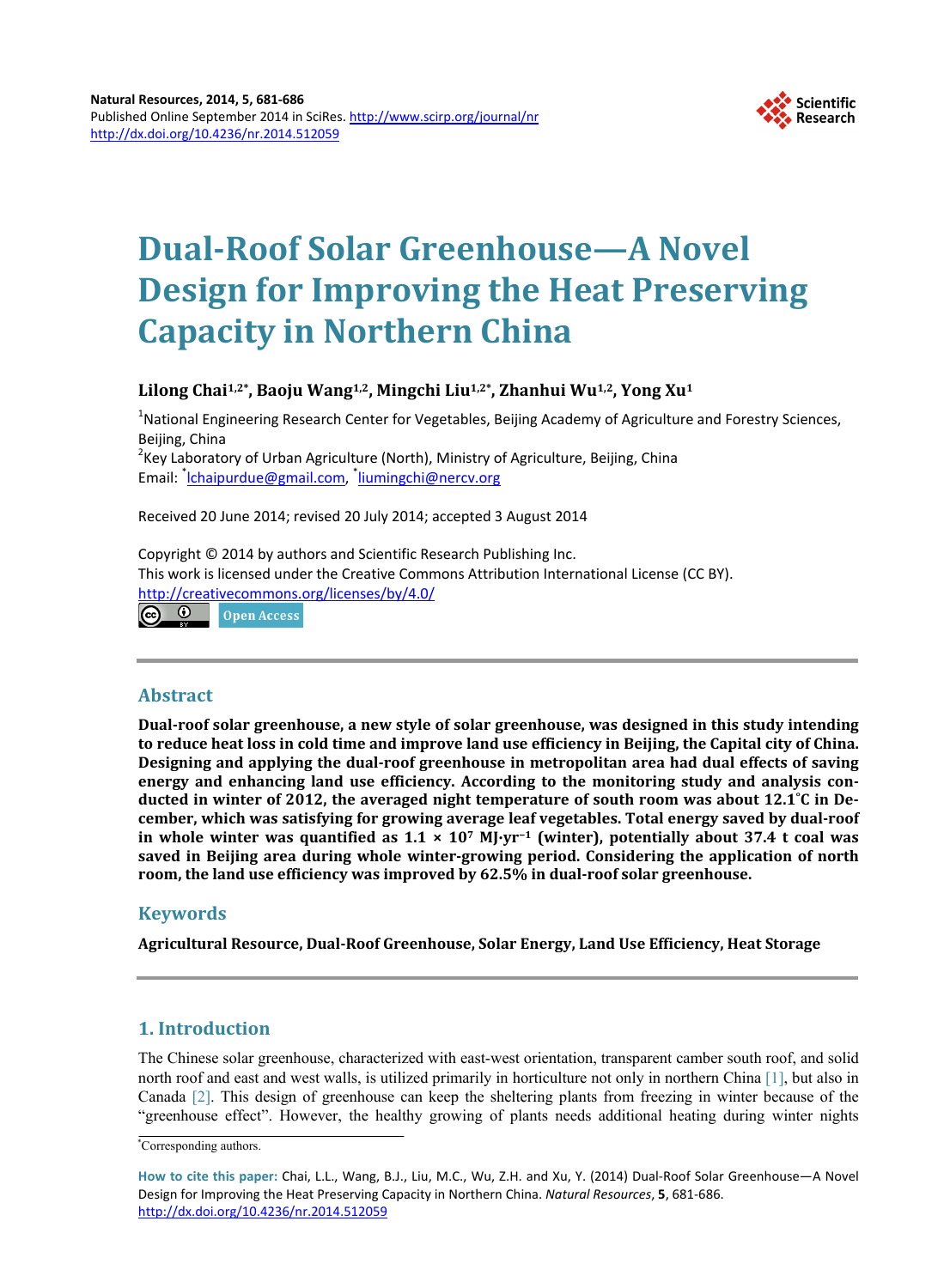Natural Resources, 2014, 5, 681-686
Published Online September 2014 in SciRes. http://www.scirp.org/journal/nr
http://dx.doi.org/10.4236/nr.2014.512059

# Dual-Roof Solar Greenhouse—A Novel Design for Improving the Heat Preserving Capacity in Northern China

**Lilong Chai[1,2*], Baoju Wang[1,2], Mingchi Liu[1,2*], Zhanhui Wu[1,2], Yong Xu[1]**

[1]National Engineering Research Center for Vegetables, Beijing Academy of Agriculture and Forestry Sciences, Beijing, China
[2]Key Laboratory of Urban Agriculture (North), Ministry of Agriculture, Beijing, China
Email: *lchaipurdue@gmail.com, *liumingchi@nercv.org

Received 20 June 2014; revised 20 July 2014; accepted 3 August 2014

Copyright © 2014 by authors and Scientific Research Publishing Inc.
This work is licensed under the Creative Commons Attribution International License (CC BY).
http://creativecommons.org/licenses/by/4.0/

Open Access

## Abstract

**Dual-roof solar greenhouse, a new style of solar greenhouse, was designed in this study intending to reduce heat loss in cold time and improve land use efficiency in Beijing, the Capital city of China. Designing and applying the dual-roof greenhouse in metropolitan area had dual effects of saving energy and enhancing land use efficiency. According to the monitoring study and analysis conducted in winter of 2012, the averaged night temperature of south room was about 12.1˚C in December, which was satisfying for growing average leaf vegetables. Total energy saved by dual-roof in whole winter was quantified as 1.1 × $10^7$ MJ·$yr^{-1}$ (winter), potentially about 37.4 t coal was saved in Beijing area during whole winter-growing period. Considering the application of north room, the land use efficiency was improved by 62.5% in dual-roof solar greenhouse.**

## Keywords

**Agricultural Resource, Dual-Roof Greenhouse, Solar Energy, Land Use Efficiency, Heat Storage**

## 1. Introduction

The Chinese solar greenhouse, characterized with east-west orientation, transparent camber south roof, and solid north roof and east and west walls, is utilized primarily in horticulture not only in northern China [1], but also in Canada [2]. This design of greenhouse can keep the sheltering plants from freezing in winter because of the "greenhouse effect". However, the healthy growing of plants needs additional heating during winter nights

*Corresponding authors.

**How to cite this paper:** Chai, L.L., Wang, B.J., Liu, M.C., Wu, Z.H. and Xu, Y. (2014) Dual-Roof Solar Greenhouse—A Novel Design for Improving the Heat Preserving Capacity in Northern China. *Natural Resources*, **5**, 681-686.
http://dx.doi.org/10.4236/nr.2014.512059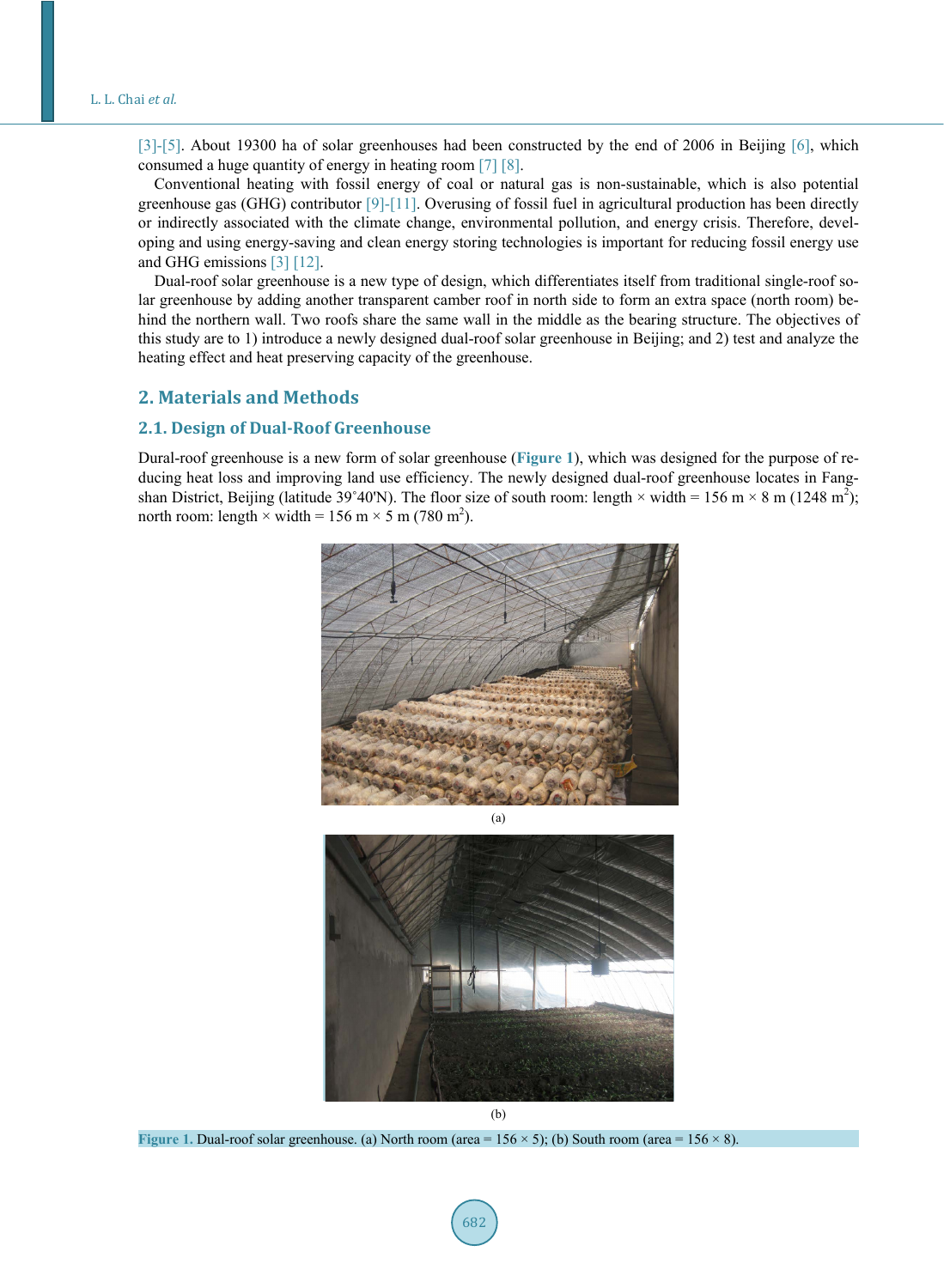[3]-[5]. About 19300 ha of solar greenhouses had been constructed by the end of 2006 in Beijing [6], which consumed a huge quantity of energy in heating room [7] [8].

Conventional heating with fossil energy of coal or natural gas is non-sustainable, which is also potential greenhouse gas (GHG) contributor [9]-[11]. Overusing of fossil fuel in agricultural production has been directly or indirectly associated with the climate change, environmental pollution, and energy crisis. Therefore, developing and using energy-saving and clean energy storing technologies is important for reducing fossil energy use and GHG emissions [3] [12].

Dual-roof solar greenhouse is a new type of design, which differentiates itself from traditional single-roof solar greenhouse by adding another transparent camber roof in north side to form an extra space (north room) behind the northern wall. Two roofs share the same wall in the middle as the bearing structure. The objectives of this study are to 1) introduce a newly designed dual-roof solar greenhouse in Beijing; and 2) test and analyze the heating effect and heat preserving capacity of the greenhouse.

## 2. Materials and Methods

### 2.1. Design of Dual-Roof Greenhouse

Dural-roof greenhouse is a new form of solar greenhouse (Figure 1), which was designed for the purpose of reducing heat loss and improving land use efficiency. The newly designed dual-roof greenhouse locates in Fangshan District, Beijing (latitude 39˚40'N). The floor size of south room: length × width = 156 m × 8 m (1248 $m^2$); north room: length × width = 156 m × 5 m (780 $m^2$).

(a)

(b)

Figure 1. Dual-roof solar greenhouse. (a) North room (area = 156 × 5); (b) South room (area = 156 × 8).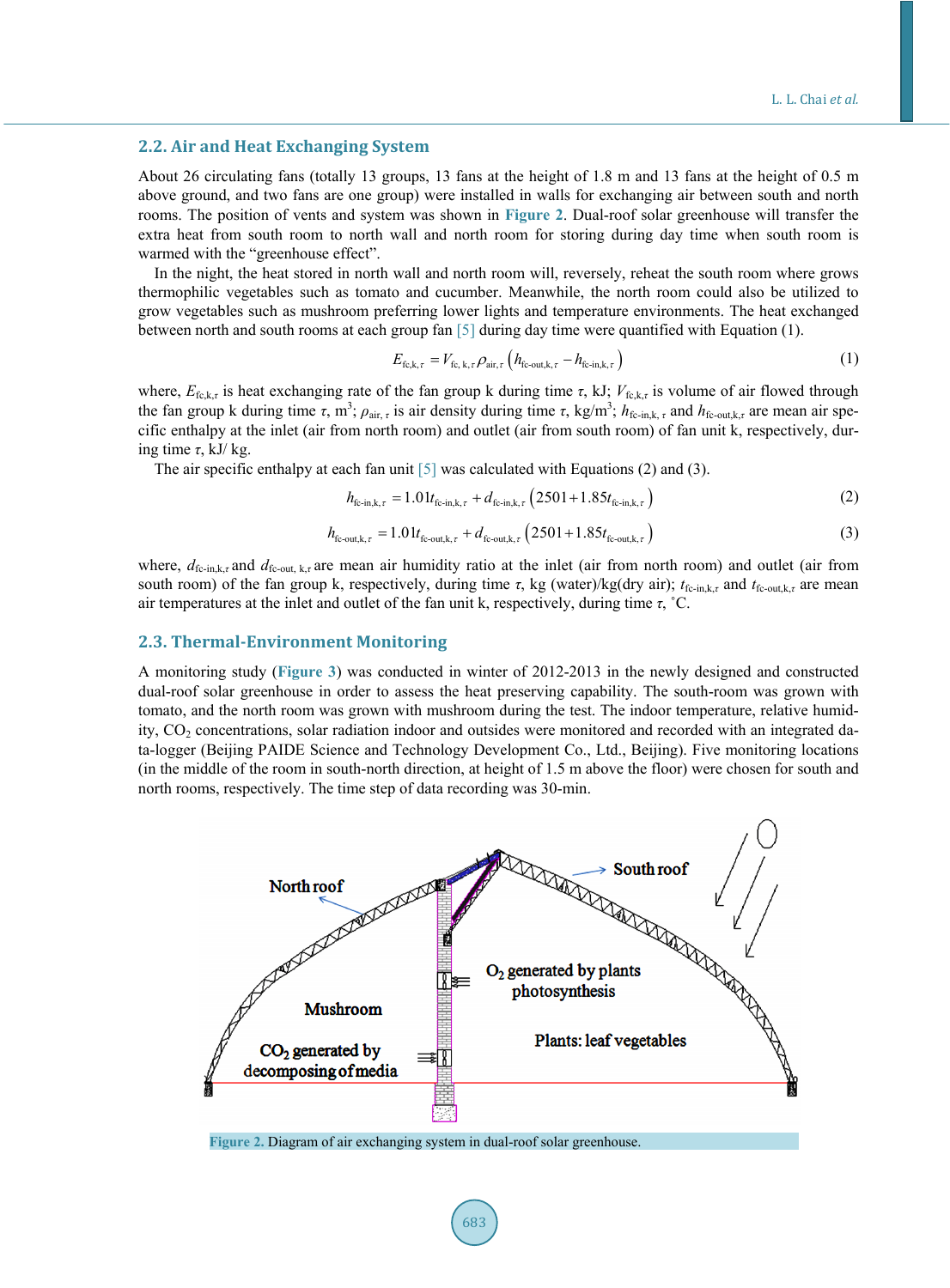## 2.2. Air and Heat Exchanging System

About 26 circulating fans (totally 13 groups, 13 fans at the height of 1.8 m and 13 fans at the height of 0.5 m above ground, and two fans are one group) were installed in walls for exchanging air between south and north rooms. The position of vents and system was shown in **Figure 2**. Dual-roof solar greenhouse will transfer the extra heat from south room to north wall and north room for storing during day time when south room is warmed with the "greenhouse effect".

In the night, the heat stored in north wall and north room will, reversely, reheat the south room where grows thermophilic vegetables such as tomato and cucumber. Meanwhile, the north room could also be utilized to grow vegetables such as mushroom preferring lower lights and temperature environments. The heat exchanged between north and south rooms at each group fan [5] during day time were quantified with Equation (1).

$$E_{\text{fc,k},\tau} = V_{\text{fc, k},\tau}\rho_{\text{air},\tau}\left(h_{\text{fc-out,k},\tau} - h_{\text{fc-in,k},\tau}\right) \tag{1}$$

where, $E_{\text{fc,k},\tau}$ is heat exchanging rate of the fan group k during time $\tau$, kJ; $V_{\text{fc,k},\tau}$ is volume of air flowed through the fan group k during time $\tau$, m$^3$; $\rho_{\text{air},\tau}$ is air density during time $\tau$, kg/m$^3$; $h_{\text{fc-in,k},\tau}$ and $h_{\text{fc-out,k},\tau}$ are mean air specific enthalpy at the inlet (air from north room) and outlet (air from south room) of fan unit k, respectively, during time $\tau$, kJ/ kg.

The air specific enthalpy at each fan unit [5] was calculated with Equations (2) and (3).

$$h_{\text{fc-in,k},\tau} = 1.01t_{\text{fc-in,k},\tau} + d_{\text{fc-in,k},\tau}\left(2501 + 1.85t_{\text{fc-in,k},\tau}\right) \tag{2}$$

$$h_{\text{fc-out,k},\tau} = 1.01t_{\text{fc-out,k},\tau} + d_{\text{fc-out,k},\tau}\left(2501 + 1.85t_{\text{fc-out,k},\tau}\right) \tag{3}$$

where, $d_{\text{fc-in,k},\tau}$ and $d_{\text{fc-out, k},\tau}$ are mean air humidity ratio at the inlet (air from north room) and outlet (air from south room) of the fan group k, respectively, during time $\tau$, kg (water)/kg(dry air); $t_{\text{fc-in,k},\tau}$ and $t_{\text{fc-out,k},\tau}$ are mean air temperatures at the inlet and outlet of the fan unit k, respectively, during time $\tau$, ˚C.

## 2.3. Thermal-Environment Monitoring

A monitoring study (**Figure 3**) was conducted in winter of 2012-2013 in the newly designed and constructed dual-roof solar greenhouse in order to assess the heat preserving capability. The south-room was grown with tomato, and the north room was grown with mushroom during the test. The indoor temperature, relative humidity, $CO_2$ concentrations, solar radiation indoor and outsides were monitored and recorded with an integrated data-logger (Beijing PAIDE Science and Technology Development Co., Ltd., Beijing). Five monitoring locations (in the middle of the room in south-north direction, at height of 1.5 m above the floor) were chosen for south and north rooms, respectively. The time step of data recording was 30-min.

**Figure 2.** Diagram of air exchanging system in dual-roof solar greenhouse.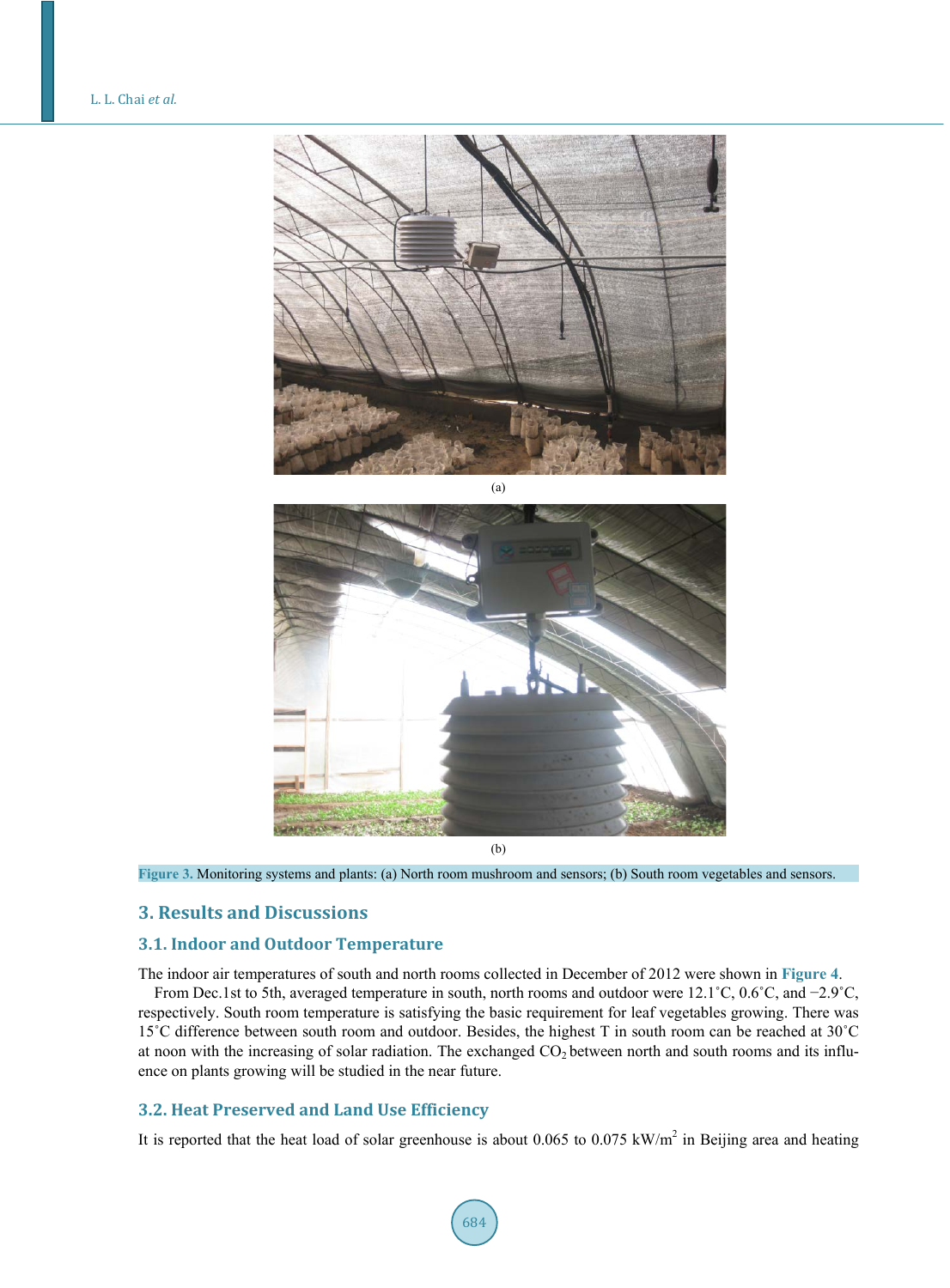(a)

(b)

**Figure 3.** Monitoring systems and plants: (a) North room mushroom and sensors; (b) South room vegetables and sensors.

## 3. Results and Discussions

### 3.1. Indoor and Outdoor Temperature

The indoor air temperatures of south and north rooms collected in December of 2012 were shown in **Figure 4**.

From Dec.1st to 5th, averaged temperature in south, north rooms and outdoor were 12.1˚C, 0.6˚C, and −2.9˚C, respectively. South room temperature is satisfying the basic requirement for leaf vegetables growing. There was 15˚C difference between south room and outdoor. Besides, the highest T in south room can be reached at 30˚C at noon with the increasing of solar radiation. The exchanged $CO_2$ between north and south rooms and its influence on plants growing will be studied in the near future.

### 3.2. Heat Preserved and Land Use Efficiency

It is reported that the heat load of solar greenhouse is about 0.065 to 0.075 kW/m$^2$ in Beijing area and heating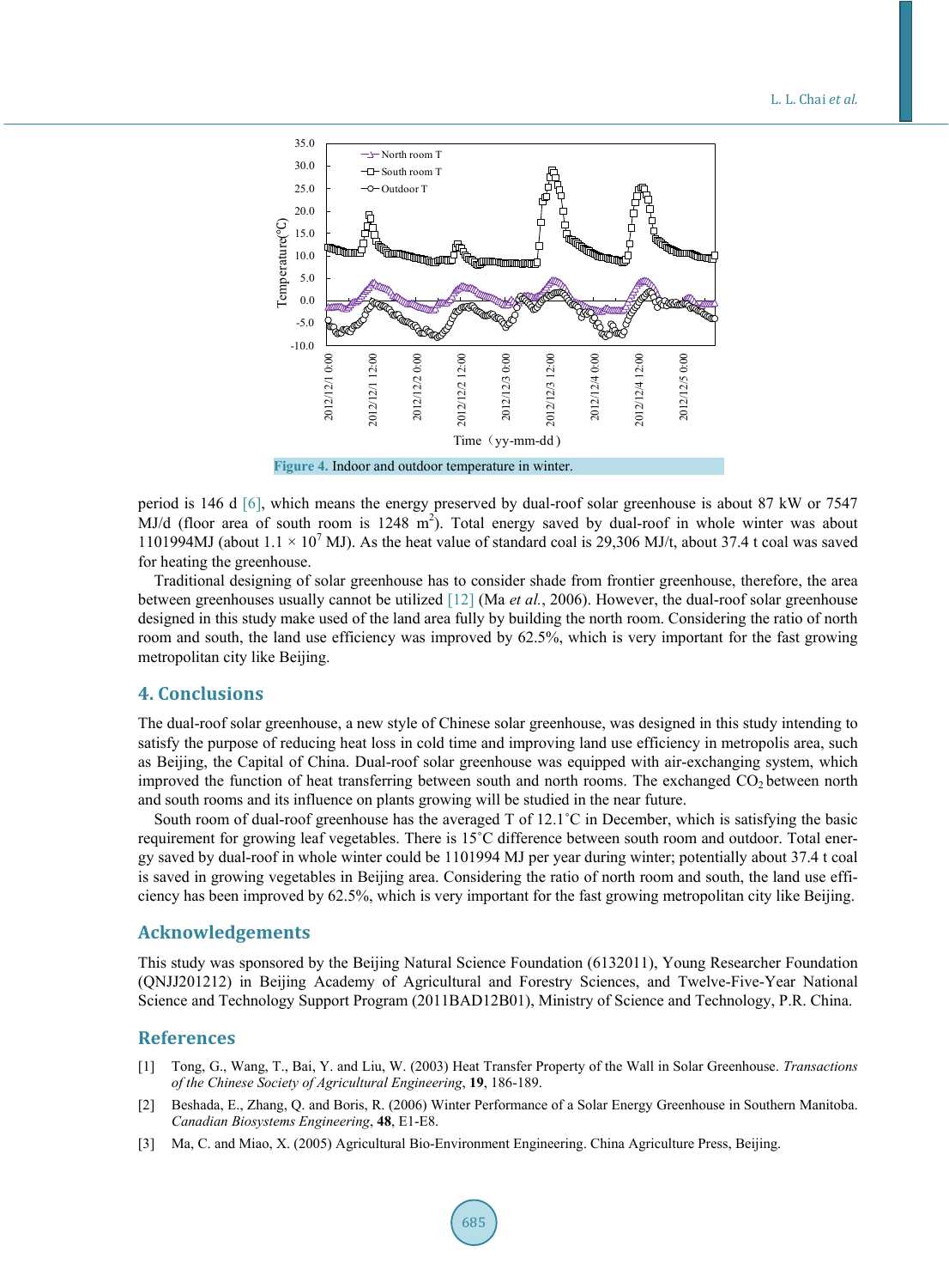Figure 4. Indoor and outdoor temperature in winter.

period is 146 d [6], which means the energy preserved by dual-roof solar greenhouse is about 87 kW or 7547 MJ/d (floor area of south room is 1248 $m^2$). Total energy saved by dual-roof in whole winter was about 1101994MJ (about $1.1 \times 10^7$ MJ). As the heat value of standard coal is 29,306 MJ/t, about 37.4 t coal was saved for heating the greenhouse.

Traditional designing of solar greenhouse has to consider shade from frontier greenhouse, therefore, the area between greenhouses usually cannot be utilized [12] (Ma *et al.*, 2006). However, the dual-roof solar greenhouse designed in this study make used of the land area fully by building the north room. Considering the ratio of north room and south, the land use efficiency was improved by 62.5%, which is very important for the fast growing metropolitan city like Beijing.

## 4. Conclusions

The dual-roof solar greenhouse, a new style of Chinese solar greenhouse, was designed in this study intending to satisfy the purpose of reducing heat loss in cold time and improving land use efficiency in metropolis area, such as Beijing, the Capital of China. Dual-roof solar greenhouse was equipped with air-exchanging system, which improved the function of heat transferring between south and north rooms. The exchanged $CO_2$ between north and south rooms and its influence on plants growing will be studied in the near future.

South room of dual-roof greenhouse has the averaged T of 12.1˚C in December, which is satisfying the basic requirement for growing leaf vegetables. There is 15˚C difference between south room and outdoor. Total energy saved by dual-roof in whole winter could be 1101994 MJ per year during winter; potentially about 37.4 t coal is saved in growing vegetables in Beijing area. Considering the ratio of north room and south, the land use efficiency has been improved by 62.5%, which is very important for the fast growing metropolitan city like Beijing.

## Acknowledgements

This study was sponsored by the Beijing Natural Science Foundation (6132011), Young Researcher Foundation (QNJJ201212) in Beijing Academy of Agricultural and Forestry Sciences, and Twelve-Five-Year National Science and Technology Support Program (2011BAD12B01), Ministry of Science and Technology, P.R. China.

## References

[1] Tong, G., Wang, T., Bai, Y. and Liu, W. (2003) Heat Transfer Property of the Wall in Solar Greenhouse. *Transactions of the Chinese Society of Agricultural Engineering*, **19**, 186-189.

[2] Beshada, E., Zhang, Q. and Boris, R. (2006) Winter Performance of a Solar Energy Greenhouse in Southern Manitoba. *Canadian Biosystems Engineering*, **48**, E1-E8.

[3] Ma, C. and Miao, X. (2005) Agricultural Bio-Environment Engineering. China Agriculture Press, Beijing.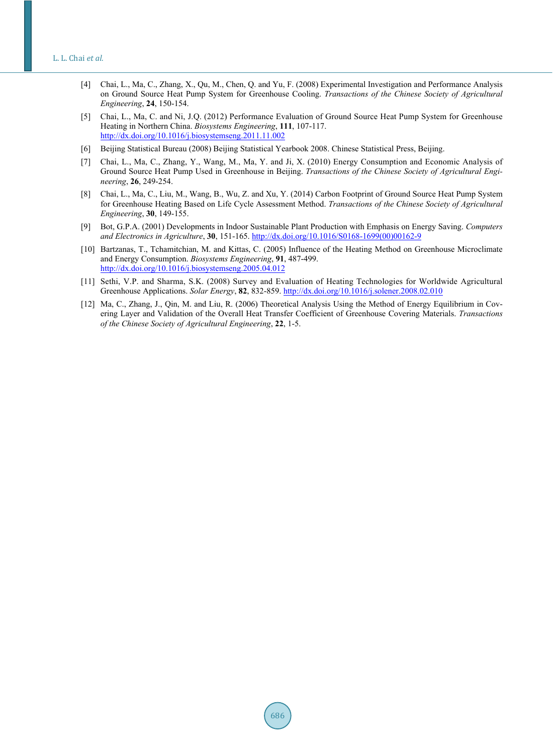[4] Chai, L., Ma, C., Zhang, X., Qu, M., Chen, Q. and Yu, F. (2008) Experimental Investigation and Performance Analysis on Ground Source Heat Pump System for Greenhouse Cooling. *Transactions of the Chinese Society of Agricultural Engineering*, **24**, 150-154.

[5] Chai, L., Ma, C. and Ni, J.Q. (2012) Performance Evaluation of Ground Source Heat Pump System for Greenhouse Heating in Northern China. *Biosystems Engineering*, **111**, 107-117. http://dx.doi.org/10.1016/j.biosystemseng.2011.11.002

[6] Beijing Statistical Bureau (2008) Beijing Statistical Yearbook 2008. Chinese Statistical Press, Beijing.

[7] Chai, L., Ma, C., Zhang, Y., Wang, M., Ma, Y. and Ji, X. (2010) Energy Consumption and Economic Analysis of Ground Source Heat Pump Used in Greenhouse in Beijing. *Transactions of the Chinese Society of Agricultural Engineering*, **26**, 249-254.

[8] Chai, L., Ma, C., Liu, M., Wang, B., Wu, Z. and Xu, Y. (2014) Carbon Footprint of Ground Source Heat Pump System for Greenhouse Heating Based on Life Cycle Assessment Method. *Transactions of the Chinese Society of Agricultural Engineering*, **30**, 149-155.

[9] Bot, G.P.A. (2001) Developments in Indoor Sustainable Plant Production with Emphasis on Energy Saving. *Computers and Electronics in Agriculture*, **30**, 151-165. http://dx.doi.org/10.1016/S0168-1699(00)00162-9

[10] Bartzanas, T., Tchamitchian, M. and Kittas, C. (2005) Influence of the Heating Method on Greenhouse Microclimate and Energy Consumption. *Biosystems Engineering*, **91**, 487-499. http://dx.doi.org/10.1016/j.biosystemseng.2005.04.012

[11] Sethi, V.P. and Sharma, S.K. (2008) Survey and Evaluation of Heating Technologies for Worldwide Agricultural Greenhouse Applications. *Solar Energy*, **82**, 832-859. http://dx.doi.org/10.1016/j.solener.2008.02.010

[12] Ma, C., Zhang, J., Qin, M. and Liu, R. (2006) Theoretical Analysis Using the Method of Energy Equilibrium in Covering Layer and Validation of the Overall Heat Transfer Coefficient of Greenhouse Covering Materials. *Transactions of the Chinese Society of Agricultural Engineering*, **22**, 1-5.